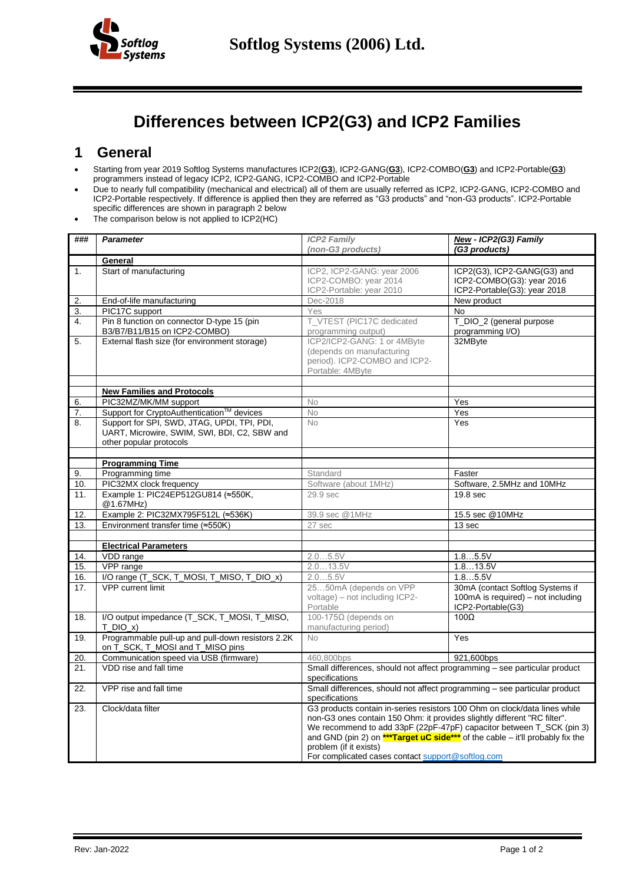# Differences between ICP2(G3) and ICP2 Families

## 1 General

- Starting from year 2019 Softlog Systems manufactures ICP2(**G3**), ICP2-GANG(**G3**), ICP2-COMBO(**G3**) and ICP2-Portable(**G3**) programmers instead of legacy ICP2, ICP2-GANG, ICP2-COMBO and ICP2-Portable
- Due to nearly full compatibility (mechanical and electrical) all of them are usually referred as ICP2, ICP2-GANG, ICP2-COMBO and ICP2-Portable respectively. If difference is applied then they are referred as "G3 products" and "non-G3 products". ICP2-Portable specific differences are shown in paragraph 2 below
- The comparison below is not applied to ICP2(HC)

| ### | Parameter | ICP2 Family (non-G3 products) | New - ICP2(G3) Family (G3 products) |
|---|---|---|---|
| | **General** | | |
| 1. | Start of manufacturing | ICP2, ICP2-GANG: year 2006 ICP2-COMBO: year 2014 ICP2-Portable: year 2010 | ICP2(G3), ICP2-GANG(G3) and ICP2-COMBO(G3): year 2016 ICP2-Portable(G3): year 2018 |
| 2. | End-of-life manufacturing | Dec-2018 | New product |
| 3. | PIC17C support | Yes | No |
| 4. | Pin 8 function on connector D-type 15 (pin B3/B7/B11/B15 on ICP2-COMBO) | T_VTEST (PIC17C dedicated programming output) | T_DIO_2 (general purpose programming I/O) |
| 5. | External flash size (for environment storage) | ICP2/ICP2-GANG: 1 or 4MByte (depends on manufacturing period). ICP2-COMBO and ICP2-Portable: 4MByte | 32MByte |
| | | | |
| | **New Families and Protocols** | | |
| 6. | PIC32MZ/MK/MM support | No | Yes |
| 7. | Support for CryptoAuthentication™ devices | No | Yes |
| 8. | Support for SPI, SWD, JTAG, UPDI, TPI, PDI, UART, Microwire, SWIM, SWI, BDI, C2, SBW and other popular protocols | No | Yes |
| | | | |
| | **Programming Time** | | |
| 9. | Programming time | Standard | Faster |
| 10. | PIC32MX clock frequency | Software (about 1MHz) | Software, 2.5MHz and 10MHz |
| 11. | Example 1: PIC24EP512GU814 (≈550K, @1.67MHz) | 29.9 sec | 19.8 sec |
| 12. | Example 2: PIC32MX795F512L (≈536K) | 39.9 sec @1MHz | 15.5 sec @10MHz |
| 13. | Environment transfer time (≈550K) | 27 sec | 13 sec |
| | | | |
| | **Electrical Parameters** | | |
| 14. | VDD range | 2.0…5.5V | 1.8…5.5V |
| 15. | VPP range | 2.0…13.5V | 1.8…13.5V |
| 16. | I/O range (T_SCK, T_MOSI, T_MISO, T_DIO_x) | 2.0…5.5V | 1.8…5.5V |
| 17. | VPP current limit | 25…50mA (depends on VPP voltage) – not including ICP2-Portable | 30mA (contact Softlog Systems if 100mA is required) – not including ICP2-Portable(G3) |
| 18. | I/O output impedance (T_SCK, T_MOSI, T_MISO, T_DIO_x) | 100-175Ω (depends on manufacturing period) | 100Ω |
| 19. | Programmable pull-up and pull-down resistors 2.2K on T_SCK, T_MOSI and T_MISO pins | No | Yes |
| 20. | Communication speed via USB (firmware) | 460,800bps | 921,600bps |
| 21. | VDD rise and fall time | Small differences, should not affect programming – see particular product specifications | |
| 22. | VPP rise and fall time | Small differences, should not affect programming – see particular product specifications | |
| 23. | Clock/data filter | G3 products contain in-series resistors 100 Ohm on clock/data lines while non-G3 ones contain 150 Ohm: it provides slightly different "RC filter". We recommend to add 33pF (22pF-47pF) capacitor between T_SCK (pin 3) and GND (pin 2) on **\*\*\*Target uC side\*\*\*** of the cable – it'll probably fix the problem (if it exists) For complicated cases contact support@softlog.com | |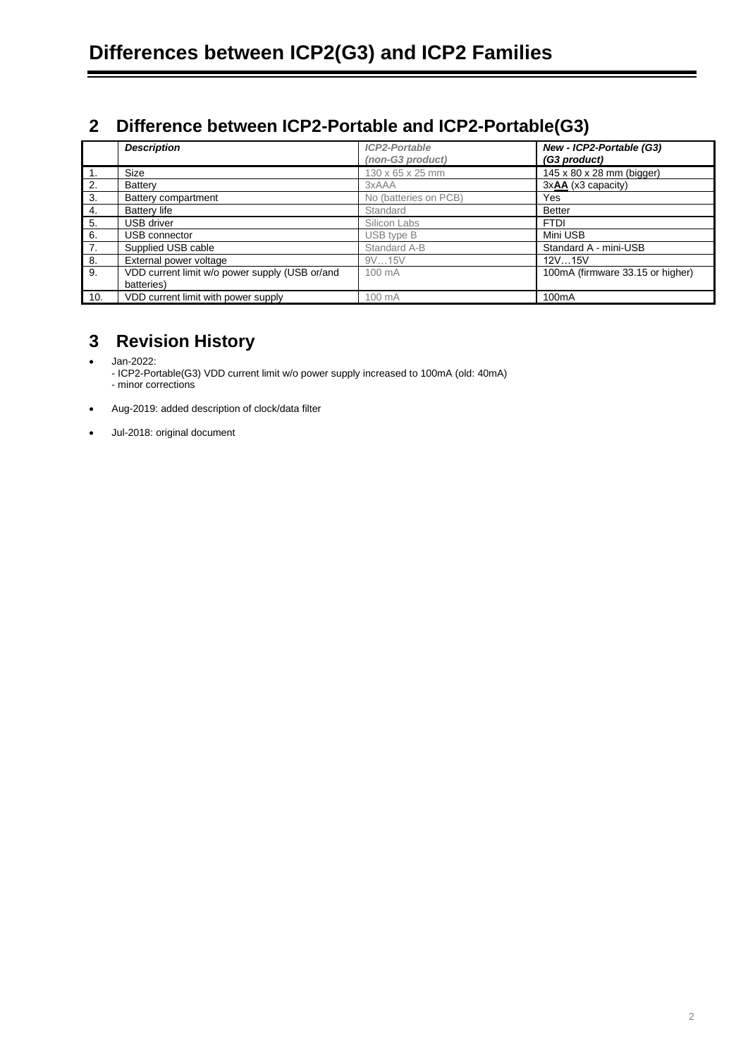# Differences between ICP2(G3) and ICP2 Families

## 2 Difference between ICP2-Portable and ICP2-Portable(G3)

| | *Description* | *ICP2-Portable (non-G3 product)* | *New - ICP2-Portable (G3) (G3 product)* |
|---|---|---|---|
| 1. | Size | 130 x 65 x 25 mm | 145 x 80 x 28 mm (bigger) |
| 2. | Battery | 3xAAA | 3x**AA** (x3 capacity) |
| 3. | Battery compartment | No (batteries on PCB) | Yes |
| 4. | Battery life | Standard | Better |
| 5. | USB driver | Silicon Labs | FTDI |
| 6. | USB connector | USB type B | Mini USB |
| 7. | Supplied USB cable | Standard A-B | Standard A - mini-USB |
| 8. | External power voltage | 9V…15V | 12V…15V |
| 9. | VDD current limit w/o power supply (USB or/and batteries) | 100 mA | 100mA (firmware 33.15 or higher) |
| 10. | VDD current limit with power supply | 100 mA | 100mA |

## 3 Revision History

- Jan-2022:
  - ICP2-Portable(G3) VDD current limit w/o power supply increased to 100mA (old: 40mA)
  - minor corrections
- Aug-2019: added description of clock/data filter
- Jul-2018: original document